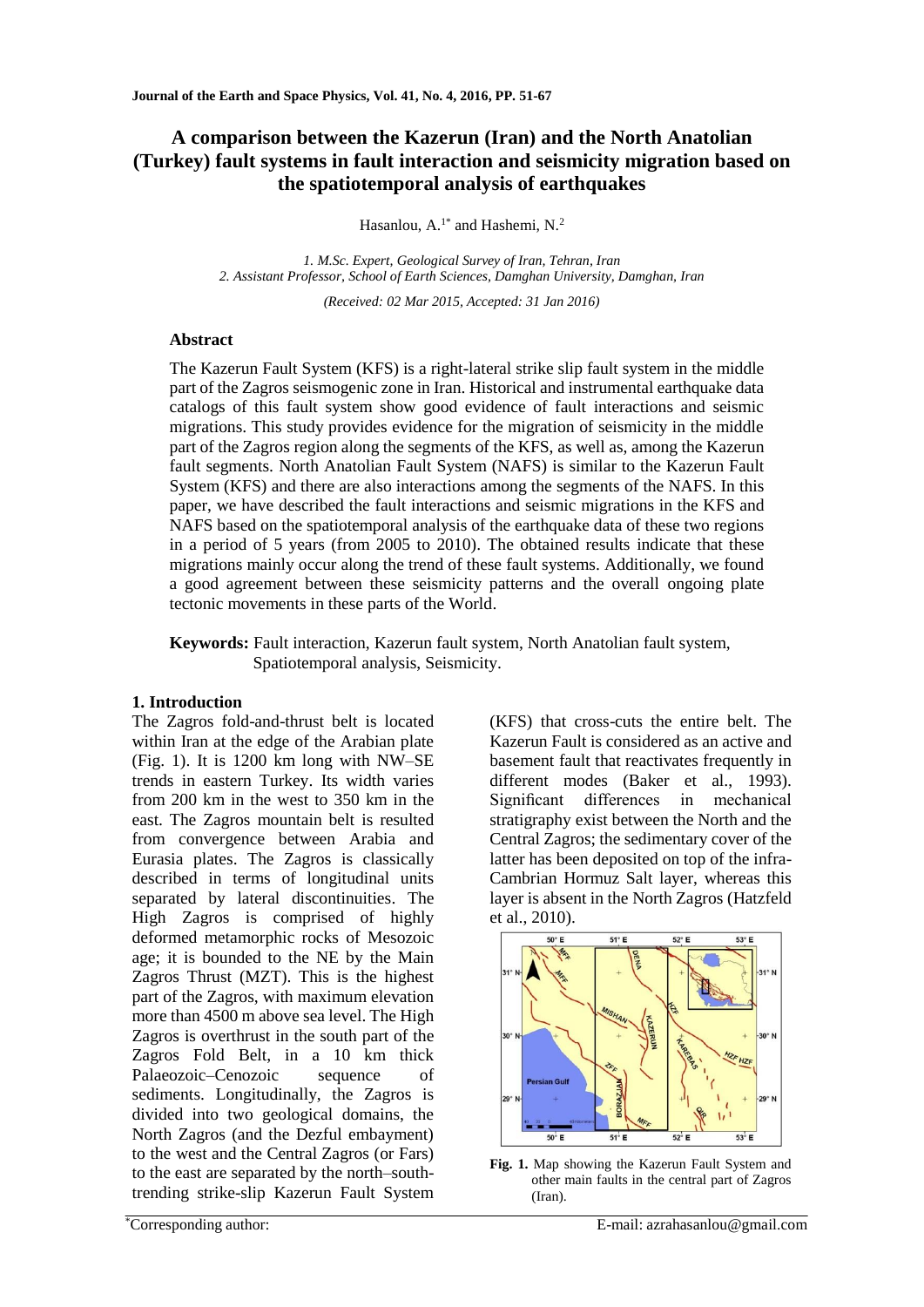# A comparison between the Kazerun (Iran) and the North Anatolian (Turkey) fault systems in fault interaction and seismicity migration based on the spatiotemporal analysis of earthquakes

Hasanlou, A.[1*] and Hashemi, N.[2]

*1. M.Sc. Expert, Geological Survey of Iran, Tehran, Iran*
*2. Assistant Professor, School of Earth Sciences, Damghan University, Damghan, Iran*

*(Received: 02 Mar 2015, Accepted: 31 Jan 2016)*

## Abstract

The Kazerun Fault System (KFS) is a right-lateral strike slip fault system in the middle part of the Zagros seismogenic zone in Iran. Historical and instrumental earthquake data catalogs of this fault system show good evidence of fault interactions and seismic migrations. This study provides evidence for the migration of seismicity in the middle part of the Zagros region along the segments of the KFS, as well as, among the Kazerun fault segments. North Anatolian Fault System (NAFS) is similar to the Kazerun Fault System (KFS) and there are also interactions among the segments of the NAFS. In this paper, we have described the fault interactions and seismic migrations in the KFS and NAFS based on the spatiotemporal analysis of the earthquake data of these two regions in a period of 5 years (from 2005 to 2010). The obtained results indicate that these migrations mainly occur along the trend of these fault systems. Additionally, we found a good agreement between these seismicity patterns and the overall ongoing plate tectonic movements in these parts of the World.

**Keywords:** Fault interaction, Kazerun fault system, North Anatolian fault system, Spatiotemporal analysis, Seismicity.

## 1. Introduction

The Zagros fold-and-thrust belt is located within Iran at the edge of the Arabian plate (Fig. 1). It is 1200 km long with NW–SE trends in eastern Turkey. Its width varies from 200 km in the west to 350 km in the east. The Zagros mountain belt is resulted from convergence between Arabia and Eurasia plates. The Zagros is classically described in terms of longitudinal units separated by lateral discontinuities. The High Zagros is comprised of highly deformed metamorphic rocks of Mesozoic age; it is bounded to the NE by the Main Zagros Thrust (MZT). This is the highest part of the Zagros, with maximum elevation more than 4500 m above sea level. The High Zagros is overthrust in the south part of the Zagros Fold Belt, in a 10 km thick Palaeozoic–Cenozoic sequence of sediments. Longitudinally, the Zagros is divided into two geological domains, the North Zagros (and the Dezful embayment) to the west and the Central Zagros (or Fars) to the east are separated by the north–south-trending strike-slip Kazerun Fault System (KFS) that cross-cuts the entire belt. The Kazerun Fault is considered as an active and basement fault that reactivates frequently in different modes (Baker et al., 1993). Significant differences in mechanical stratigraphy exist between the North and the Central Zagros; the sedimentary cover of the latter has been deposited on top of the infra-Cambrian Hormuz Salt layer, whereas this layer is absent in the North Zagros (Hatzfeld et al., 2010).

**Fig. 1.** Map showing the Kazerun Fault System and other main faults in the central part of Zagros (Iran).

*Corresponding author: E-mail: azrahasanlou@gmail.com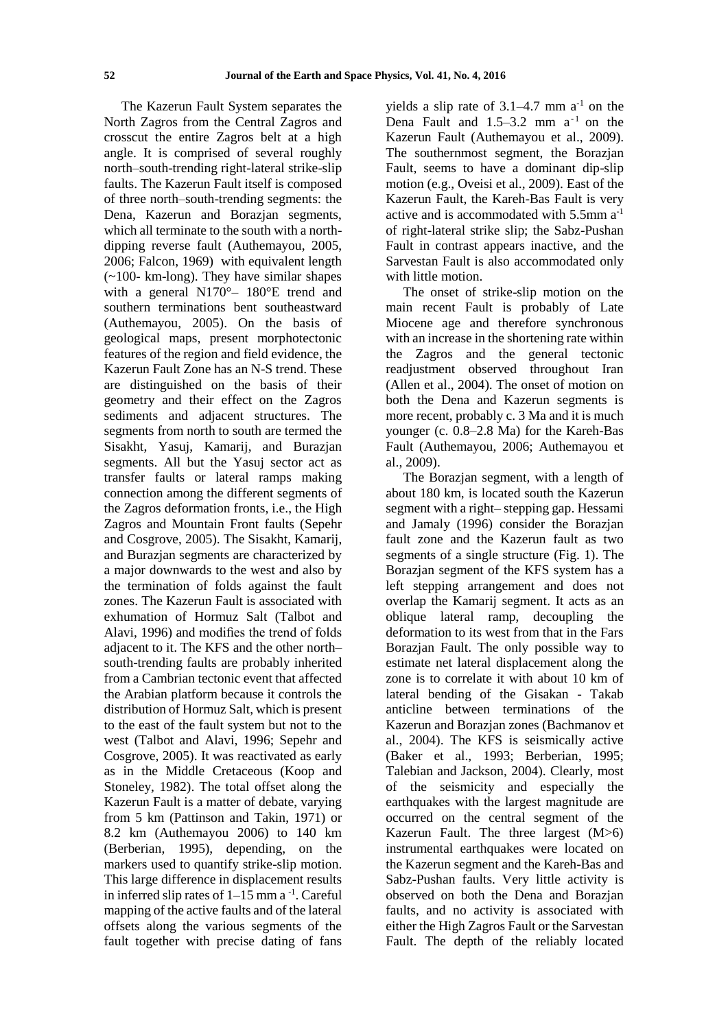The Kazerun Fault System separates the North Zagros from the Central Zagros and crosscut the entire Zagros belt at a high angle. It is comprised of several roughly north–south-trending right-lateral strike-slip faults. The Kazerun Fault itself is composed of three north–south-trending segments: the Dena, Kazerun and Borazjan segments, which all terminate to the south with a north-dipping reverse fault (Authemayou, 2005, 2006; Falcon, 1969) with equivalent length (~100- km-long). They have similar shapes with a general N170°– 180°E trend and southern terminations bent southeastward (Authemayou, 2005). On the basis of geological maps, present morphotectonic features of the region and field evidence, the Kazerun Fault Zone has an N-S trend. These are distinguished on the basis of their geometry and their effect on the Zagros sediments and adjacent structures. The segments from north to south are termed the Sisakht, Yasuj, Kamarij, and Burazjan segments. All but the Yasuj sector act as transfer faults or lateral ramps making connection among the different segments of the Zagros deformation fronts, i.e., the High Zagros and Mountain Front faults (Sepehr and Cosgrove, 2005). The Sisakht, Kamarij, and Burazjan segments are characterized by a major downwards to the west and also by the termination of folds against the fault zones. The Kazerun Fault is associated with exhumation of Hormuz Salt (Talbot and Alavi, 1996) and modifies the trend of folds adjacent to it. The KFS and the other north–south-trending faults are probably inherited from a Cambrian tectonic event that affected the Arabian platform because it controls the distribution of Hormuz Salt, which is present to the east of the fault system but not to the west (Talbot and Alavi, 1996; Sepehr and Cosgrove, 2005). It was reactivated as early as in the Middle Cretaceous (Koop and Stoneley, 1982). The total offset along the Kazerun Fault is a matter of debate, varying from 5 km (Pattinson and Takin, 1971) or 8.2 km (Authemayou 2006) to 140 km (Berberian, 1995), depending, on the markers used to quantify strike-slip motion. This large difference in displacement results in inferred slip rates of 1–15 mm $a^{-1}$. Careful mapping of the active faults and of the lateral offsets along the various segments of the fault together with precise dating of fans yields a slip rate of 3.1–4.7 mm $a^{-1}$ on the Dena Fault and 1.5–3.2 mm $a^{-1}$ on the Kazerun Fault (Authemayou et al., 2009). The southernmost segment, the Borazjan Fault, seems to have a dominant dip-slip motion (e.g., Oveisi et al., 2009). East of the Kazerun Fault, the Kareh-Bas Fault is very active and is accommodated with 5.5mm $a^{-1}$ of right-lateral strike slip; the Sabz-Pushan Fault in contrast appears inactive, and the Sarvestan Fault is also accommodated only with little motion.

The onset of strike-slip motion on the main recent Fault is probably of Late Miocene age and therefore synchronous with an increase in the shortening rate within the Zagros and the general tectonic readjustment observed throughout Iran (Allen et al., 2004). The onset of motion on both the Dena and Kazerun segments is more recent, probably c. 3 Ma and it is much younger (c. 0.8–2.8 Ma) for the Kareh-Bas Fault (Authemayou, 2006; Authemayou et al., 2009).

The Borazjan segment, with a length of about 180 km, is located south the Kazerun segment with a right– stepping gap. Hessami and Jamaly (1996) consider the Borazjan fault zone and the Kazerun fault as two segments of a single structure (Fig. 1). The Borazjan segment of the KFS system has a left stepping arrangement and does not overlap the Kamarij segment. It acts as an oblique lateral ramp, decoupling the deformation to its west from that in the Fars Borazjan Fault. The only possible way to estimate net lateral displacement along the zone is to correlate it with about 10 km of lateral bending of the Gisakan - Takab anticline between terminations of the Kazerun and Borazjan zones (Bachmanov et al., 2004). The KFS is seismically active (Baker et al., 1993; Berberian, 1995; Talebian and Jackson, 2004). Clearly, most of the seismicity and especially the earthquakes with the largest magnitude are occurred on the central segment of the Kazerun Fault. The three largest (M>6) instrumental earthquakes were located on the Kazerun segment and the Kareh-Bas and Sabz-Pushan faults. Very little activity is observed on both the Dena and Borazjan faults, and no activity is associated with either the High Zagros Fault or the Sarvestan Fault. The depth of the reliably located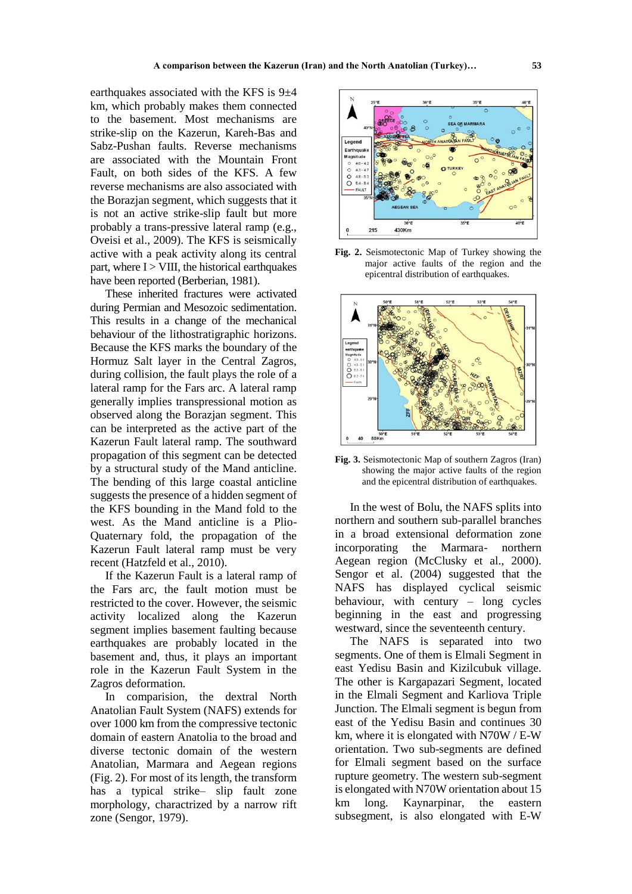earthquakes associated with the KFS is 9±4 km, which probably makes them connected to the basement. Most mechanisms are strike-slip on the Kazerun, Kareh-Bas and Sabz-Pushan faults. Reverse mechanisms are associated with the Mountain Front Fault, on both sides of the KFS. A few reverse mechanisms are also associated with the Borazjan segment, which suggests that it is not an active strike-slip fault but more probably a trans-pressive lateral ramp (e.g., Oveisi et al., 2009). The KFS is seismically active with a peak activity along its central part, where I > VIII, the historical earthquakes have been reported (Berberian, 1981).

These inherited fractures were activated during Permian and Mesozoic sedimentation. This results in a change of the mechanical behaviour of the lithostratigraphic horizons. Because the KFS marks the boundary of the Hormuz Salt layer in the Central Zagros, during collision, the fault plays the role of a lateral ramp for the Fars arc. A lateral ramp generally implies transpressional motion as observed along the Borazjan segment. This can be interpreted as the active part of the Kazerun Fault lateral ramp. The southward propagation of this segment can be detected by a structural study of the Mand anticline. The bending of this large coastal anticline suggests the presence of a hidden segment of the KFS bounding in the Mand fold to the west. As the Mand anticline is a Plio-Quaternary fold, the propagation of the Kazerun Fault lateral ramp must be very recent (Hatzfeld et al., 2010).

If the Kazerun Fault is a lateral ramp of the Fars arc, the fault motion must be restricted to the cover. However, the seismic activity localized along the Kazerun segment implies basement faulting because earthquakes are probably located in the basement and, thus, it plays an important role in the Kazerun Fault System in the Zagros deformation.

In comparision, the dextral North Anatolian Fault System (NAFS) extends for over 1000 km from the compressive tectonic domain of eastern Anatolia to the broad and diverse tectonic domain of the western Anatolian, Marmara and Aegean regions (Fig. 2). For most of its length, the transform has a typical strike– slip fault zone morphology, charactrized by a narrow rift zone (Sengor, 1979).

**Fig. 2.** Seismotectonic Map of Turkey showing the major active faults of the region and the epicentral distribution of earthquakes.

**Fig. 3.** Seismotectonic Map of southern Zagros (Iran) showing the major active faults of the region and the epicentral distribution of earthquakes.

In the west of Bolu, the NAFS splits into northern and southern sub-parallel branches in a broad extensional deformation zone incorporating the Marmara- northern Aegean region (McClusky et al., 2000). Sengor et al. (2004) suggested that the NAFS has displayed cyclical seismic behaviour, with century – long cycles beginning in the east and progressing westward, since the seventeenth century.

The NAFS is separated into two segments. One of them is Elmali Segment in east Yedisu Basin and Kizilcubuk village. The other is Kargapazari Segment, located in the Elmali Segment and Karliova Triple Junction. The Elmali segment is begun from east of the Yedisu Basin and continues 30 km, where it is elongated with N70W / E-W orientation. Two sub-segments are defined for Elmali segment based on the surface rupture geometry. The western sub-segment is elongated with N70W orientation about 15 km long. Kaynarpinar, the eastern subsegment, is also elongated with E-W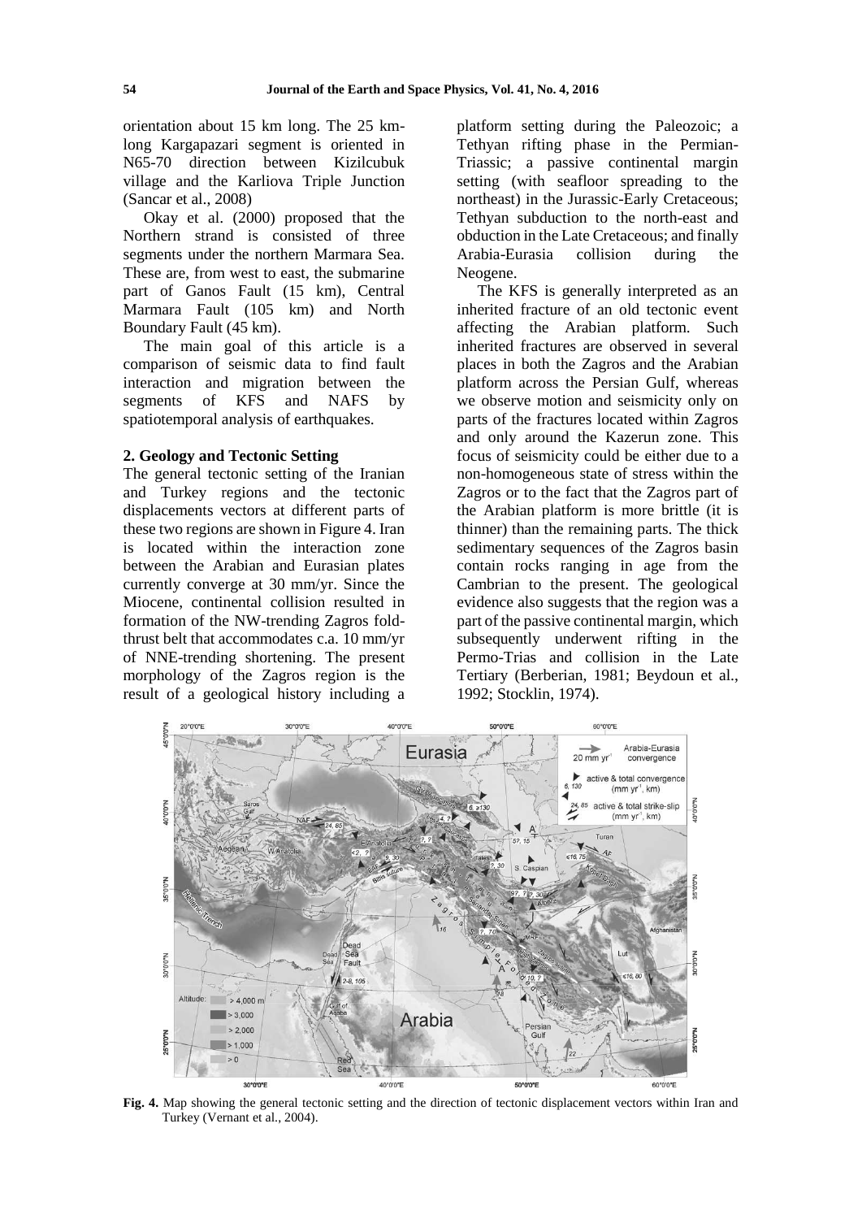orientation about 15 km long. The 25 km-long Kargapazari segment is oriented in N65-70 direction between Kizilcubuk village and the Karliova Triple Junction (Sancar et al., 2008)

Okay et al. (2000) proposed that the Northern strand is consisted of three segments under the northern Marmara Sea. These are, from west to east, the submarine part of Ganos Fault (15 km), Central Marmara Fault (105 km) and North Boundary Fault (45 km).

The main goal of this article is a comparison of seismic data to find fault interaction and migration between the segments of KFS and NAFS by spatiotemporal analysis of earthquakes.

## 2. Geology and Tectonic Setting

The general tectonic setting of the Iranian and Turkey regions and the tectonic displacements vectors at different parts of these two regions are shown in Figure 4. Iran is located within the interaction zone between the Arabian and Eurasian plates currently converge at 30 mm/yr. Since the Miocene, continental collision resulted in formation of the NW-trending Zagros fold-thrust belt that accommodates c.a. 10 mm/yr of NNE-trending shortening. The present morphology of the Zagros region is the result of a geological history including a platform setting during the Paleozoic; a Tethyan rifting phase in the Permian-Triassic; a passive continental margin setting (with seafloor spreading to the northeast) in the Jurassic-Early Cretaceous; Tethyan subduction to the north-east and obduction in the Late Cretaceous; and finally Arabia-Eurasia collision during the Neogene.

The KFS is generally interpreted as an inherited fracture of an old tectonic event affecting the Arabian platform. Such inherited fractures are observed in several places in both the Zagros and the Arabian platform across the Persian Gulf, whereas we observe motion and seismicity only on parts of the fractures located within Zagros and only around the Kazerun zone. This focus of seismicity could be either due to a non-homogeneous state of stress within the Zagros or to the fact that the Zagros part of the Arabian platform is more brittle (it is thinner) than the remaining parts. The thick sedimentary sequences of the Zagros basin contain rocks ranging in age from the Cambrian to the present. The geological evidence also suggests that the region was a part of the passive continental margin, which subsequently underwent rifting in the Permo-Trias and collision in the Late Tertiary (Berberian, 1981; Beydoun et al., 1992; Stocklin, 1974).

**Fig. 4.** Map showing the general tectonic setting and the direction of tectonic displacement vectors within Iran and Turkey (Vernant et al., 2004).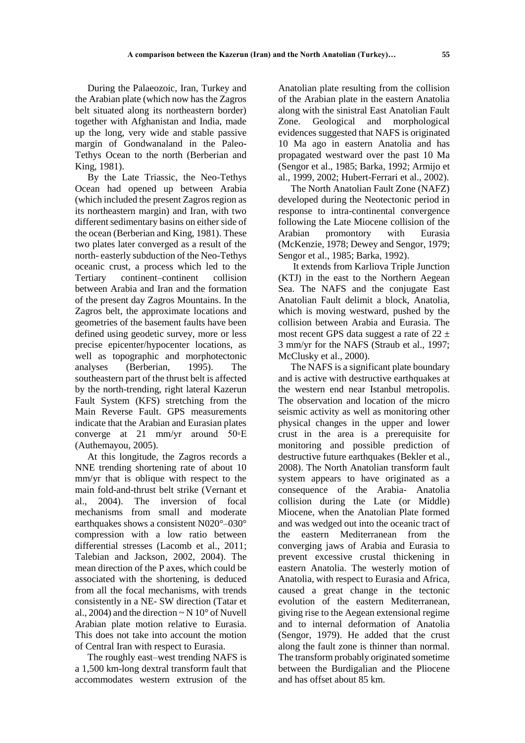During the Palaeozoic, Iran, Turkey and the Arabian plate (which now has the Zagros belt situated along its northeastern border) together with Afghanistan and India, made up the long, very wide and stable passive margin of Gondwanaland in the Paleo-Tethys Ocean to the north (Berberian and King, 1981).

By the Late Triassic, the Neo-Tethys Ocean had opened up between Arabia (which included the present Zagros region as its northeastern margin) and Iran, with two different sedimentary basins on either side of the ocean (Berberian and King, 1981). These two plates later converged as a result of the north- easterly subduction of the Neo-Tethys oceanic crust, a process which led to the Tertiary continent–continent collision between Arabia and Iran and the formation of the present day Zagros Mountains. In the Zagros belt, the approximate locations and geometries of the basement faults have been defined using geodetic survey, more or less precise epicenter/hypocenter locations, as well as topographic and morphotectonic analyses (Berberian, 1995). The southeastern part of the thrust belt is affected by the north-trending, right lateral Kazerun Fault System (KFS) stretching from the Main Reverse Fault. GPS measurements indicate that the Arabian and Eurasian plates converge at 21 mm/yr around 50◦E (Authemayou, 2005).

At this longitude, the Zagros records a NNE trending shortening rate of about 10 mm/yr that is oblique with respect to the main fold-and-thrust belt strike (Vernant et al., 2004). The inversion of focal mechanisms from small and moderate earthquakes shows a consistent N020°–030° compression with a low ratio between differential stresses (Lacomb et al., 2011; Talebian and Jackson, 2002, 2004). The mean direction of the P axes, which could be associated with the shortening, is deduced from all the focal mechanisms, with trends consistently in a NE- SW direction (Tatar et al., 2004) and the direction ~ N 10° of Nuvell Arabian plate motion relative to Eurasia. This does not take into account the motion of Central Iran with respect to Eurasia.

The roughly east–west trending NAFS is a 1,500 km-long dextral transform fault that accommodates western extrusion of the Anatolian plate resulting from the collision of the Arabian plate in the eastern Anatolia along with the sinistral East Anatolian Fault Zone. Geological and morphological evidences suggested that NAFS is originated 10 Ma ago in eastern Anatolia and has propagated westward over the past 10 Ma (Sengor et al., 1985; Barka, 1992; Armijo et al., 1999, 2002; Hubert-Ferrari et al., 2002).

The North Anatolian Fault Zone (NAFZ) developed during the Neotectonic period in response to intra-continental convergence following the Late Miocene collision of the Arabian promontory with Eurasia (McKenzie, 1978; Dewey and Sengor, 1979; Sengor et al., 1985; Barka, 1992).

It extends from Karliova Triple Junction (KTJ) in the east to the Northern Aegean Sea. The NAFS and the conjugate East Anatolian Fault delimit a block, Anatolia, which is moving westward, pushed by the collision between Arabia and Eurasia. The most recent GPS data suggest a rate of $22 \pm 3$ mm/yr for the NAFS (Straub et al., 1997; McClusky et al., 2000).

The NAFS is a significant plate boundary and is active with destructive earthquakes at the western end near Istanbul metropolis. The observation and location of the micro seismic activity as well as monitoring other physical changes in the upper and lower crust in the area is a prerequisite for monitoring and possible prediction of destructive future earthquakes (Bekler et al., 2008). The North Anatolian transform fault system appears to have originated as a consequence of the Arabia- Anatolia collision during the Late (or Middle) Miocene, when the Anatolian Plate formed and was wedged out into the oceanic tract of the eastern Mediterranean from the converging jaws of Arabia and Eurasia to prevent excessive crustal thickening in eastern Anatolia. The westerly motion of Anatolia, with respect to Eurasia and Africa, caused a great change in the tectonic evolution of the eastern Mediterranean, giving rise to the Aegean extensional regime and to internal deformation of Anatolia (Sengor, 1979). He added that the crust along the fault zone is thinner than normal. The transform probably originated sometime between the Burdigalian and the Pliocene and has offset about 85 km.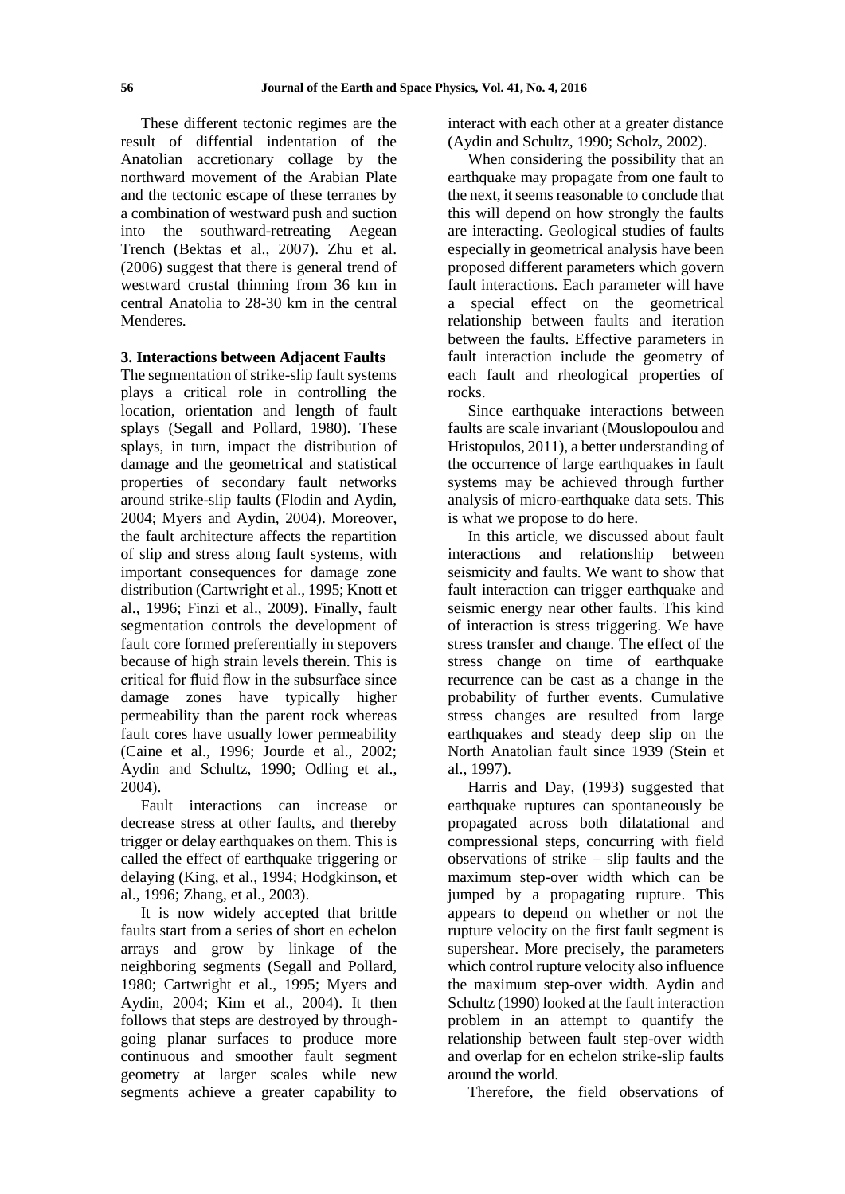These different tectonic regimes are the result of diffential indentation of the Anatolian accretionary collage by the northward movement of the Arabian Plate and the tectonic escape of these terranes by a combination of westward push and suction into the southward-retreating Aegean Trench (Bektas et al., 2007). Zhu et al. (2006) suggest that there is general trend of westward crustal thinning from 36 km in central Anatolia to 28-30 km in the central Menderes.

## 3. Interactions between Adjacent Faults

The segmentation of strike-slip fault systems plays a critical role in controlling the location, orientation and length of fault splays (Segall and Pollard, 1980). These splays, in turn, impact the distribution of damage and the geometrical and statistical properties of secondary fault networks around strike-slip faults (Flodin and Aydin, 2004; Myers and Aydin, 2004). Moreover, the fault architecture affects the repartition of slip and stress along fault systems, with important consequences for damage zone distribution (Cartwright et al., 1995; Knott et al., 1996; Finzi et al., 2009). Finally, fault segmentation controls the development of fault core formed preferentially in stepovers because of high strain levels therein. This is critical for fluid flow in the subsurface since damage zones have typically higher permeability than the parent rock whereas fault cores have usually lower permeability (Caine et al., 1996; Jourde et al., 2002; Aydin and Schultz, 1990; Odling et al., 2004).

Fault interactions can increase or decrease stress at other faults, and thereby trigger or delay earthquakes on them. This is called the effect of earthquake triggering or delaying (King, et al., 1994; Hodgkinson, et al., 1996; Zhang, et al., 2003).

It is now widely accepted that brittle faults start from a series of short en echelon arrays and grow by linkage of the neighboring segments (Segall and Pollard, 1980; Cartwright et al., 1995; Myers and Aydin, 2004; Kim et al., 2004). It then follows that steps are destroyed by through-going planar surfaces to produce more continuous and smoother fault segment geometry at larger scales while new segments achieve a greater capability to interact with each other at a greater distance (Aydin and Schultz, 1990; Scholz, 2002).

When considering the possibility that an earthquake may propagate from one fault to the next, it seems reasonable to conclude that this will depend on how strongly the faults are interacting. Geological studies of faults especially in geometrical analysis have been proposed different parameters which govern fault interactions. Each parameter will have a special effect on the geometrical relationship between faults and iteration between the faults. Effective parameters in fault interaction include the geometry of each fault and rheological properties of rocks.

Since earthquake interactions between faults are scale invariant (Mouslopoulou and Hristopulos, 2011), a better understanding of the occurrence of large earthquakes in fault systems may be achieved through further analysis of micro-earthquake data sets. This is what we propose to do here.

In this article, we discussed about fault interactions and relationship between seismicity and faults. We want to show that fault interaction can trigger earthquake and seismic energy near other faults. This kind of interaction is stress triggering. We have stress transfer and change. The effect of the stress change on time of earthquake recurrence can be cast as a change in the probability of further events. Cumulative stress changes are resulted from large earthquakes and steady deep slip on the North Anatolian fault since 1939 (Stein et al., 1997).

Harris and Day, (1993) suggested that earthquake ruptures can spontaneously be propagated across both dilatational and compressional steps, concurring with field observations of strike – slip faults and the maximum step-over width which can be jumped by a propagating rupture. This appears to depend on whether or not the rupture velocity on the first fault segment is supershear. More precisely, the parameters which control rupture velocity also influence the maximum step-over width. Aydin and Schultz (1990) looked at the fault interaction problem in an attempt to quantify the relationship between fault step-over width and overlap for en echelon strike-slip faults around the world.

Therefore, the field observations of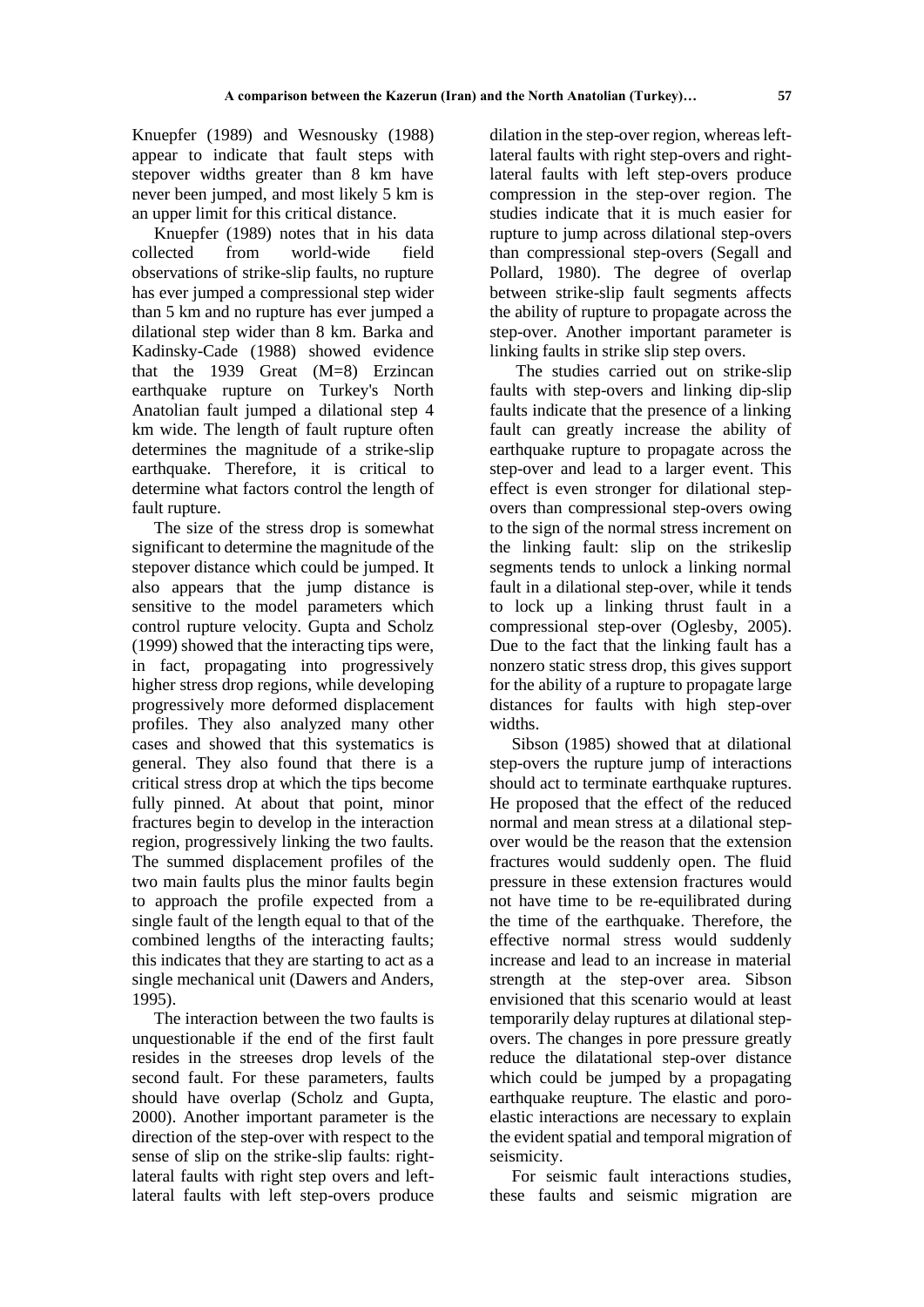Knuepfer (1989) and Wesnousky (1988) appear to indicate that fault steps with stepover widths greater than 8 km have never been jumped, and most likely 5 km is an upper limit for this critical distance.

Knuepfer (1989) notes that in his data collected from world-wide field observations of strike-slip faults, no rupture has ever jumped a compressional step wider than 5 km and no rupture has ever jumped a dilational step wider than 8 km. Barka and Kadinsky-Cade (1988) showed evidence that the 1939 Great (M=8) Erzincan earthquake rupture on Turkey's North Anatolian fault jumped a dilational step 4 km wide. The length of fault rupture often determines the magnitude of a strike-slip earthquake. Therefore, it is critical to determine what factors control the length of fault rupture.

The size of the stress drop is somewhat significant to determine the magnitude of the stepover distance which could be jumped. It also appears that the jump distance is sensitive to the model parameters which control rupture velocity. Gupta and Scholz (1999) showed that the interacting tips were, in fact, propagating into progressively higher stress drop regions, while developing progressively more deformed displacement profiles. They also analyzed many other cases and showed that this systematics is general. They also found that there is a critical stress drop at which the tips become fully pinned. At about that point, minor fractures begin to develop in the interaction region, progressively linking the two faults. The summed displacement profiles of the two main faults plus the minor faults begin to approach the profile expected from a single fault of the length equal to that of the combined lengths of the interacting faults; this indicates that they are starting to act as a single mechanical unit (Dawers and Anders, 1995).

The interaction between the two faults is unquestionable if the end of the first fault resides in the streeses drop levels of the second fault. For these parameters, faults should have overlap (Scholz and Gupta, 2000). Another important parameter is the direction of the step-over with respect to the sense of slip on the strike-slip faults: right-lateral faults with right step overs and left-lateral faults with left step-overs produce dilation in the step-over region, whereas left-lateral faults with right step-overs and right-lateral faults with left step-overs produce compression in the step-over region. The studies indicate that it is much easier for rupture to jump across dilational step-overs than compressional step-overs (Segall and Pollard, 1980). The degree of overlap between strike-slip fault segments affects the ability of rupture to propagate across the step-over. Another important parameter is linking faults in strike slip step overs.

The studies carried out on strike-slip faults with step-overs and linking dip-slip faults indicate that the presence of a linking fault can greatly increase the ability of earthquake rupture to propagate across the step-over and lead to a larger event. This effect is even stronger for dilational step-overs than compressional step-overs owing to the sign of the normal stress increment on the linking fault: slip on the strikeslip segments tends to unlock a linking normal fault in a dilational step-over, while it tends to lock up a linking thrust fault in a compressional step-over (Oglesby, 2005). Due to the fact that the linking fault has a nonzero static stress drop, this gives support for the ability of a rupture to propagate large distances for faults with high step-over widths.

Sibson (1985) showed that at dilational step-overs the rupture jump of interactions should act to terminate earthquake ruptures. He proposed that the effect of the reduced normal and mean stress at a dilational step-over would be the reason that the extension fractures would suddenly open. The fluid pressure in these extension fractures would not have time to be re-equilibrated during the time of the earthquake. Therefore, the effective normal stress would suddenly increase and lead to an increase in material strength at the step-over area. Sibson envisioned that this scenario would at least temporarily delay ruptures at dilational step-overs. The changes in pore pressure greatly reduce the dilatational step-over distance which could be jumped by a propagating earthquake reupture. The elastic and poro-elastic interactions are necessary to explain the evident spatial and temporal migration of seismicity.

For seismic fault interactions studies, these faults and seismic migration are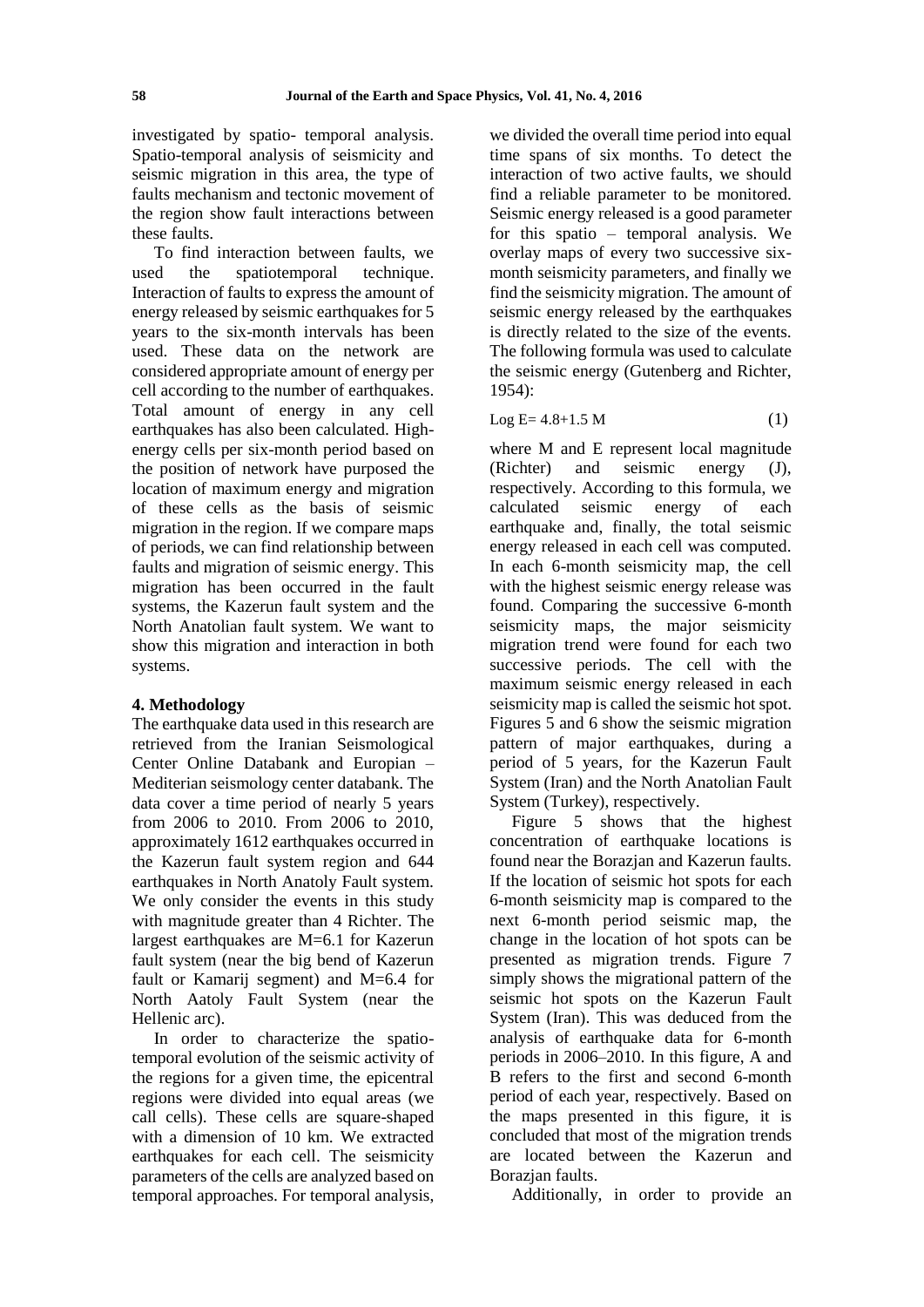investigated by spatio- temporal analysis. Spatio-temporal analysis of seismicity and seismic migration in this area, the type of faults mechanism and tectonic movement of the region show fault interactions between these faults.

To find interaction between faults, we used the spatiotemporal technique. Interaction of faults to express the amount of energy released by seismic earthquakes for 5 years to the six-month intervals has been used. These data on the network are considered appropriate amount of energy per cell according to the number of earthquakes. Total amount of energy in any cell earthquakes has also been calculated. High-energy cells per six-month period based on the position of network have purposed the location of maximum energy and migration of these cells as the basis of seismic migration in the region. If we compare maps of periods, we can find relationship between faults and migration of seismic energy. This migration has been occurred in the fault systems, the Kazerun fault system and the North Anatolian fault system. We want to show this migration and interaction in both systems.

## 4. Methodology

The earthquake data used in this research are retrieved from the Iranian Seismological Center Online Databank and Europian – Mediterian seismology center databank. The data cover a time period of nearly 5 years from 2006 to 2010. From 2006 to 2010, approximately 1612 earthquakes occurred in the Kazerun fault system region and 644 earthquakes in North Anatoly Fault system. We only consider the events in this study with magnitude greater than 4 Richter. The largest earthquakes are M=6.1 for Kazerun fault system (near the big bend of Kazerun fault or Kamarij segment) and M=6.4 for North Aatoly Fault System (near the Hellenic arc).

In order to characterize the spatio-temporal evolution of the seismic activity of the regions for a given time, the epicentral regions were divided into equal areas (we call cells). These cells are square-shaped with a dimension of 10 km. We extracted earthquakes for each cell. The seismicity parameters of the cells are analyzed based on temporal approaches. For temporal analysis, we divided the overall time period into equal time spans of six months. To detect the interaction of two active faults, we should find a reliable parameter to be monitored. Seismic energy released is a good parameter for this spatio – temporal analysis. We overlay maps of every two successive six-month seismicity parameters, and finally we find the seismicity migration. The amount of seismic energy released by the earthquakes is directly related to the size of the events. The following formula was used to calculate the seismic energy (Gutenberg and Richter, 1954):

$$\text{Log } E = 4.8 + 1.5\, M \qquad (1)$$

where M and E represent local magnitude (Richter) and seismic energy (J), respectively. According to this formula, we calculated seismic energy of each earthquake and, finally, the total seismic energy released in each cell was computed. In each 6-month seismicity map, the cell with the highest seismic energy release was found. Comparing the successive 6-month seismicity maps, the major seismicity migration trend were found for each two successive periods. The cell with the maximum seismic energy released in each seismicity map is called the seismic hot spot. Figures 5 and 6 show the seismic migration pattern of major earthquakes, during a period of 5 years, for the Kazerun Fault System (Iran) and the North Anatolian Fault System (Turkey), respectively.

Figure 5 shows that the highest concentration of earthquake locations is found near the Borazjan and Kazerun faults. If the location of seismic hot spots for each 6-month seismicity map is compared to the next 6-month period seismic map, the change in the location of hot spots can be presented as migration trends. Figure 7 simply shows the migrational pattern of the seismic hot spots on the Kazerun Fault System (Iran). This was deduced from the analysis of earthquake data for 6-month periods in 2006–2010. In this figure, A and B refers to the first and second 6-month period of each year, respectively. Based on the maps presented in this figure, it is concluded that most of the migration trends are located between the Kazerun and Borazjan faults.

Additionally, in order to provide an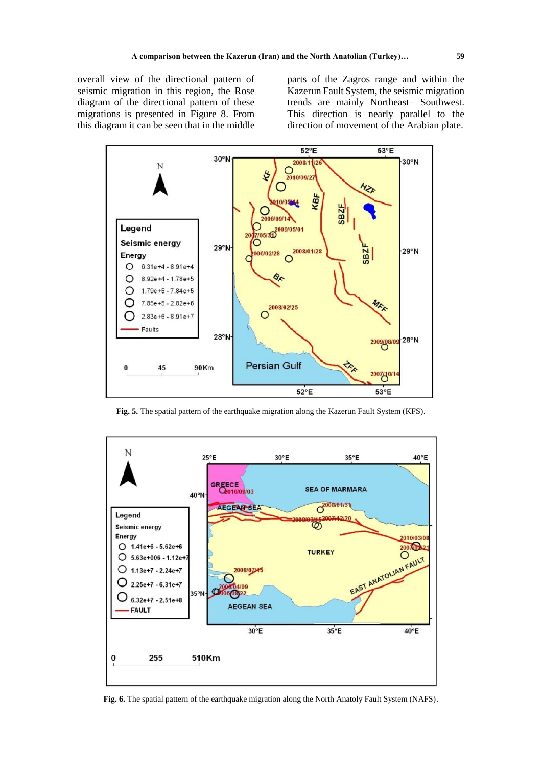overall view of the directional pattern of seismic migration in this region, the Rose diagram of the directional pattern of these migrations is presented in Figure 8. From this diagram it can be seen that in the middle parts of the Zagros range and within the Kazerun Fault System, the seismic migration trends are mainly Northeast– Southwest. This direction is nearly parallel to the direction of movement of the Arabian plate.

**Fig. 5.** The spatial pattern of the earthquake migration along the Kazerun Fault System (KFS).

**Fig. 6.** The spatial pattern of the earthquake migration along the North Anatoly Fault System (NAFS).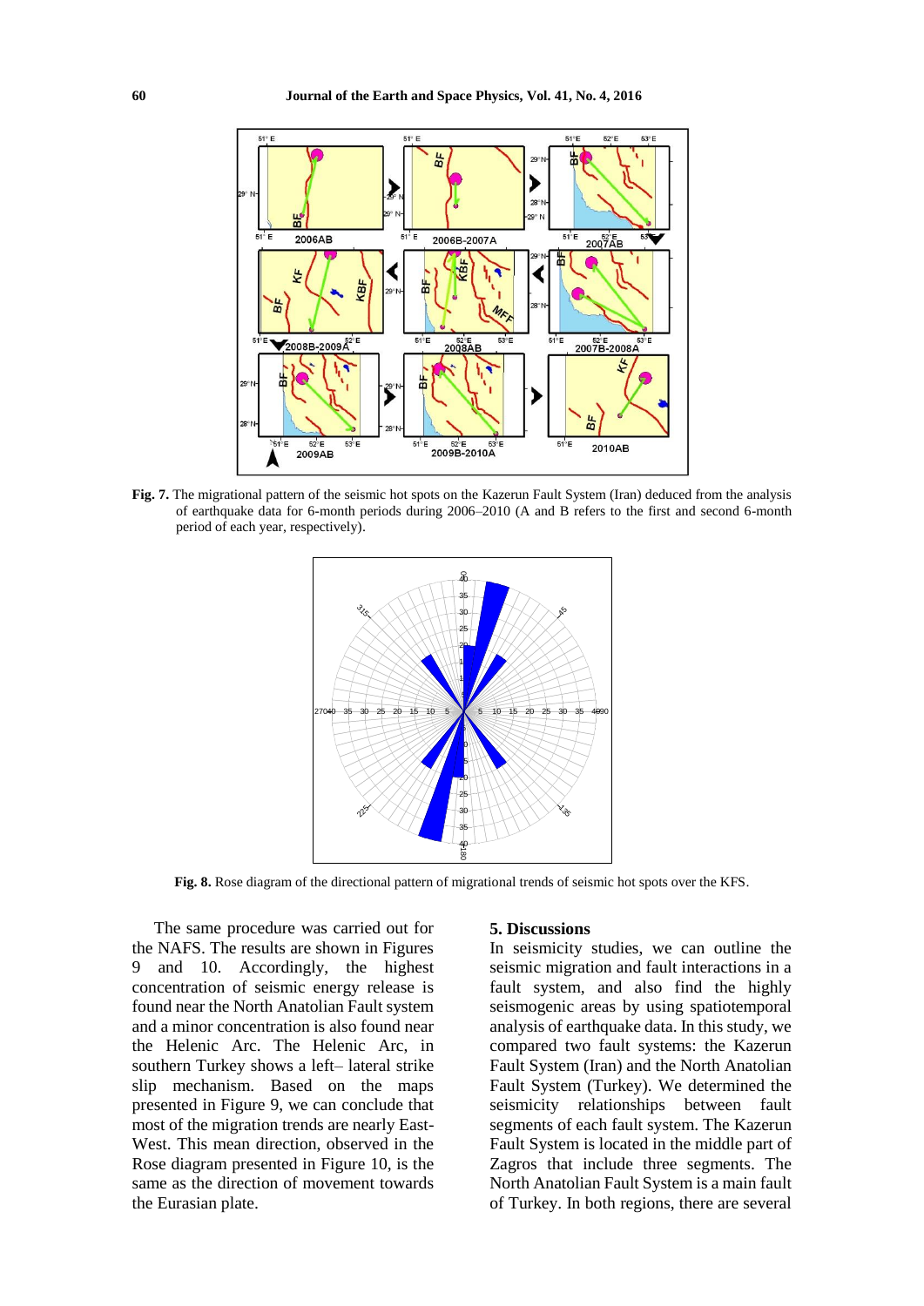**Fig. 7.** The migrational pattern of the seismic hot spots on the Kazerun Fault System (Iran) deduced from the analysis of earthquake data for 6-month periods during 2006–2010 (A and B refers to the first and second 6-month period of each year, respectively).

**Fig. 8.** Rose diagram of the directional pattern of migrational trends of seismic hot spots over the KFS.

The same procedure was carried out for the NAFS. The results are shown in Figures 9 and 10. Accordingly, the highest concentration of seismic energy release is found near the North Anatolian Fault system and a minor concentration is also found near the Helenic Arc. The Helenic Arc, in southern Turkey shows a left– lateral strike slip mechanism. Based on the maps presented in Figure 9, we can conclude that most of the migration trends are nearly East-West. This mean direction, observed in the Rose diagram presented in Figure 10, is the same as the direction of movement towards the Eurasian plate.

## 5. Discussions

In seismicity studies, we can outline the seismic migration and fault interactions in a fault system, and also find the highly seismogenic areas by using spatiotemporal analysis of earthquake data. In this study, we compared two fault systems: the Kazerun Fault System (Iran) and the North Anatolian Fault System (Turkey). We determined the seismicity relationships between fault segments of each fault system. The Kazerun Fault System is located in the middle part of Zagros that include three segments. The North Anatolian Fault System is a main fault of Turkey. In both regions, there are several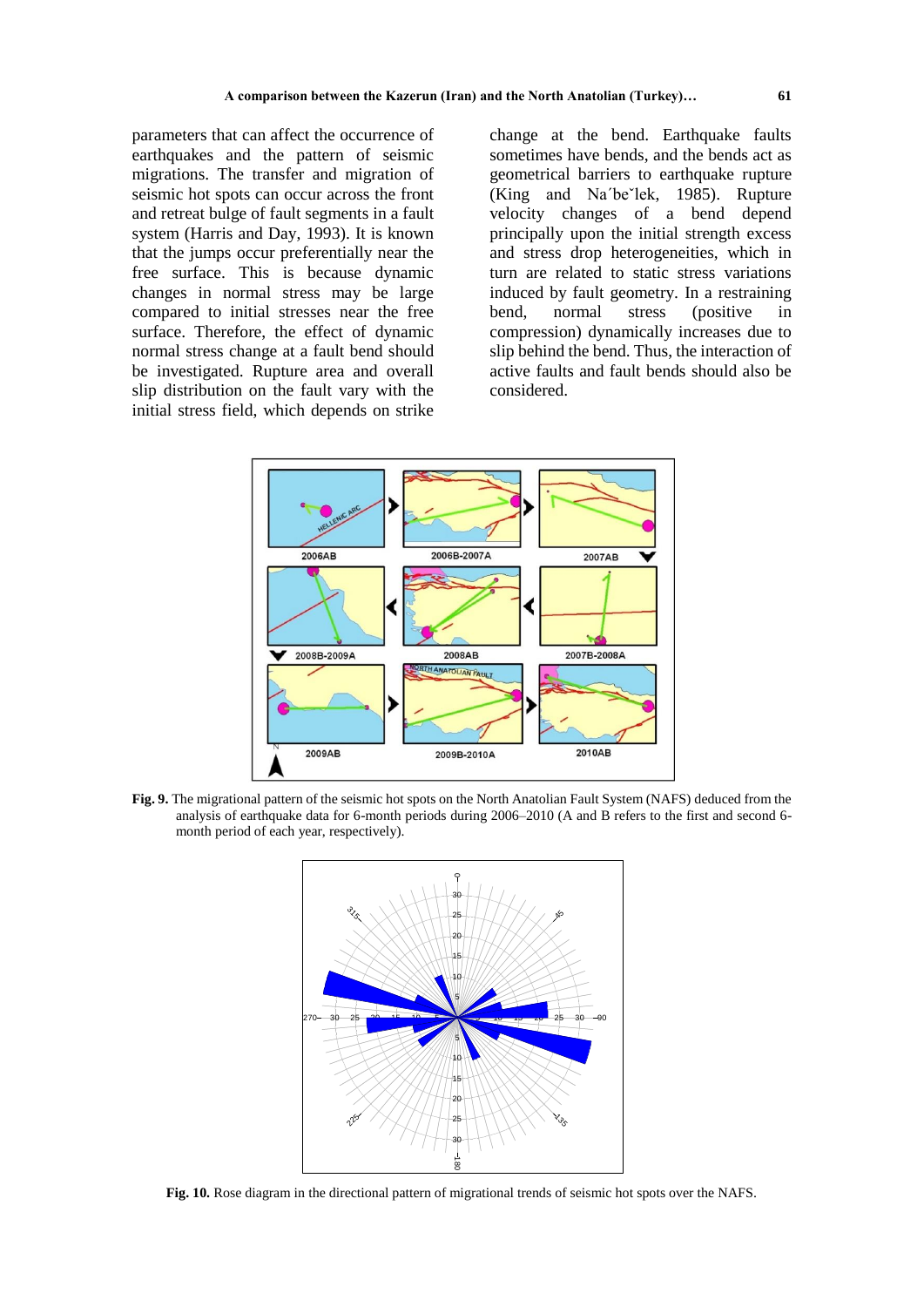parameters that can affect the occurrence of earthquakes and the pattern of seismic migrations. The transfer and migration of seismic hot spots can occur across the front and retreat bulge of fault segments in a fault system (Harris and Day, 1993). It is known that the jumps occur preferentially near the free surface. This is because dynamic changes in normal stress may be large compared to initial stresses near the free surface. Therefore, the effect of dynamic normal stress change at a fault bend should be investigated. Rupture area and overall slip distribution on the fault vary with the initial stress field, which depends on strike change at the bend. Earthquake faults sometimes have bends, and the bends act as geometrical barriers to earthquake rupture (King and Na´beˇlek, 1985). Rupture velocity changes of a bend depend principally upon the initial strength excess and stress drop heterogeneities, which in turn are related to static stress variations induced by fault geometry. In a restraining bend, normal stress (positive in compression) dynamically increases due to slip behind the bend. Thus, the interaction of active faults and fault bends should also be considered.

**Fig. 9.** The migrational pattern of the seismic hot spots on the North Anatolian Fault System (NAFS) deduced from the analysis of earthquake data for 6-month periods during 2006–2010 (A and B refers to the first and second 6-month period of each year, respectively).

**Fig. 10.** Rose diagram in the directional pattern of migrational trends of seismic hot spots over the NAFS.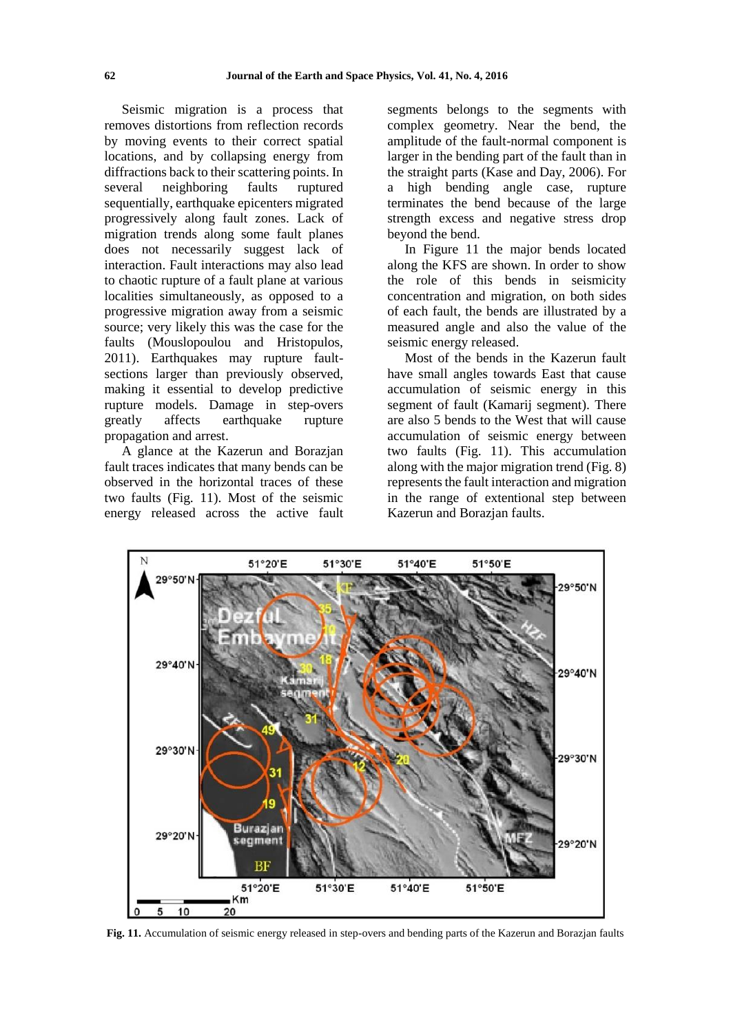Seismic migration is a process that removes distortions from reflection records by moving events to their correct spatial locations, and by collapsing energy from diffractions back to their scattering points. In several neighboring faults ruptured sequentially, earthquake epicenters migrated progressively along fault zones. Lack of migration trends along some fault planes does not necessarily suggest lack of interaction. Fault interactions may also lead to chaotic rupture of a fault plane at various localities simultaneously, as opposed to a progressive migration away from a seismic source; very likely this was the case for the faults (Mouslopoulou and Hristopulos, 2011). Earthquakes may rupture fault-sections larger than previously observed, making it essential to develop predictive rupture models. Damage in step-overs greatly affects earthquake rupture propagation and arrest.

A glance at the Kazerun and Borazjan fault traces indicates that many bends can be observed in the horizontal traces of these two faults (Fig. 11). Most of the seismic energy released across the active fault segments belongs to the segments with complex geometry. Near the bend, the amplitude of the fault-normal component is larger in the bending part of the fault than in the straight parts (Kase and Day, 2006). For a high bending angle case, rupture terminates the bend because of the large strength excess and negative stress drop beyond the bend.

In Figure 11 the major bends located along the KFS are shown. In order to show the role of this bends in seismicity concentration and migration, on both sides of each fault, the bends are illustrated by a measured angle and also the value of the seismic energy released.

Most of the bends in the Kazerun fault have small angles towards East that cause accumulation of seismic energy in this segment of fault (Kamarij segment). There are also 5 bends to the West that will cause accumulation of seismic energy between two faults (Fig. 11). This accumulation along with the major migration trend (Fig. 8) represents the fault interaction and migration in the range of extentional step between Kazerun and Borazjan faults.

**Fig. 11.** Accumulation of seismic energy released in step-overs and bending parts of the Kazerun and Borazjan faults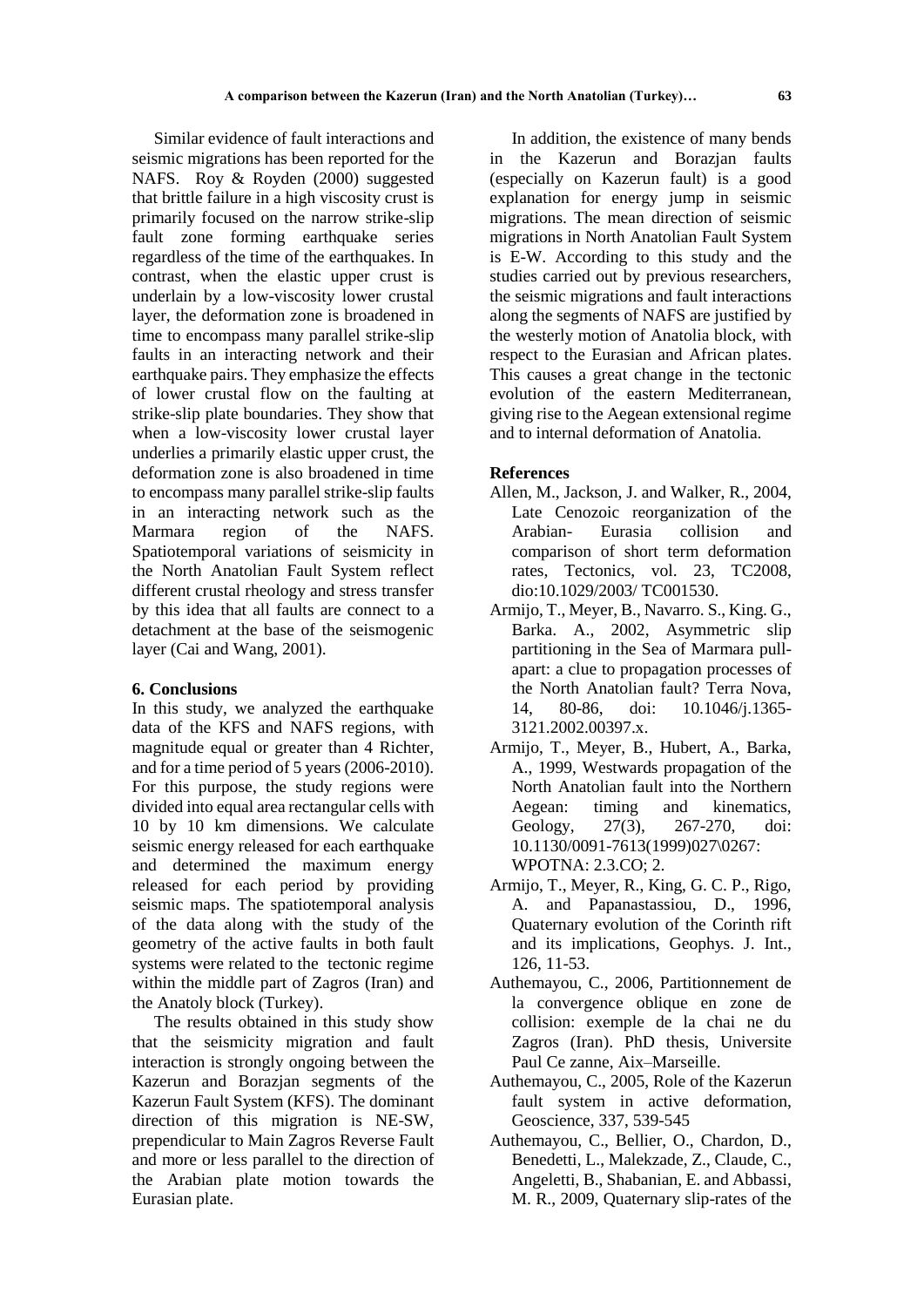Similar evidence of fault interactions and seismic migrations has been reported for the NAFS. Roy & Royden (2000) suggested that brittle failure in a high viscosity crust is primarily focused on the narrow strike-slip fault zone forming earthquake series regardless of the time of the earthquakes. In contrast, when the elastic upper crust is underlain by a low-viscosity lower crustal layer, the deformation zone is broadened in time to encompass many parallel strike-slip faults in an interacting network and their earthquake pairs. They emphasize the effects of lower crustal flow on the faulting at strike-slip plate boundaries. They show that when a low-viscosity lower crustal layer underlies a primarily elastic upper crust, the deformation zone is also broadened in time to encompass many parallel strike-slip faults in an interacting network such as the Marmara region of the NAFS. Spatiotemporal variations of seismicity in the North Anatolian Fault System reflect different crustal rheology and stress transfer by this idea that all faults are connect to a detachment at the base of the seismogenic layer (Cai and Wang, 2001).

## 6. Conclusions

In this study, we analyzed the earthquake data of the KFS and NAFS regions, with magnitude equal or greater than 4 Richter, and for a time period of 5 years (2006-2010). For this purpose, the study regions were divided into equal area rectangular cells with 10 by 10 km dimensions. We calculate seismic energy released for each earthquake and determined the maximum energy released for each period by providing seismic maps. The spatiotemporal analysis of the data along with the study of the geometry of the active faults in both fault systems were related to the tectonic regime within the middle part of Zagros (Iran) and the Anatoly block (Turkey).

The results obtained in this study show that the seismicity migration and fault interaction is strongly ongoing between the Kazerun and Borazjan segments of the Kazerun Fault System (KFS). The dominant direction of this migration is NE-SW, prependicular to Main Zagros Reverse Fault and more or less parallel to the direction of the Arabian plate motion towards the Eurasian plate.

In addition, the existence of many bends in the Kazerun and Borazjan faults (especially on Kazerun fault) is a good explanation for energy jump in seismic migrations. The mean direction of seismic migrations in North Anatolian Fault System is E-W. According to this study and the studies carried out by previous researchers, the seismic migrations and fault interactions along the segments of NAFS are justified by the westerly motion of Anatolia block, with respect to the Eurasian and African plates. This causes a great change in the tectonic evolution of the eastern Mediterranean, giving rise to the Aegean extensional regime and to internal deformation of Anatolia.

## References

Allen, M., Jackson, J. and Walker, R., 2004, Late Cenozoic reorganization of the Arabian- Eurasia collision and comparison of short term deformation rates, Tectonics, vol. 23, TC2008, dio:10.1029/2003/ TC001530.

Armijo, T., Meyer, B., Navarro. S., King. G., Barka. A., 2002, Asymmetric slip partitioning in the Sea of Marmara pull-apart: a clue to propagation processes of the North Anatolian fault? Terra Nova, 14, 80-86, doi: 10.1046/j.1365-3121.2002.00397.x.

Armijo, T., Meyer, B., Hubert, A., Barka, A., 1999, Westwards propagation of the North Anatolian fault into the Northern Aegean: timing and kinematics, Geology, 27(3), 267-270, doi: 10.1130/0091-7613(1999)027\0267: WPOTNA: 2.3.CO; 2.

Armijo, T., Meyer, R., King, G. C. P., Rigo, A. and Papanastassiou, D., 1996, Quaternary evolution of the Corinth rift and its implications, Geophys. J. Int., 126, 11-53.

Authemayou, C., 2006, Partitionnement de la convergence oblique en zone de collision: exemple de la chai ne du Zagros (Iran). PhD thesis, Universite Paul Ce zanne, Aix–Marseille.

Authemayou, C., 2005, Role of the Kazerun fault system in active deformation, Geoscience, 337, 539-545

Authemayou, C., Bellier, O., Chardon, D., Benedetti, L., Malekzade, Z., Claude, C., Angeletti, B., Shabanian, E. and Abbassi, M. R., 2009, Quaternary slip-rates of the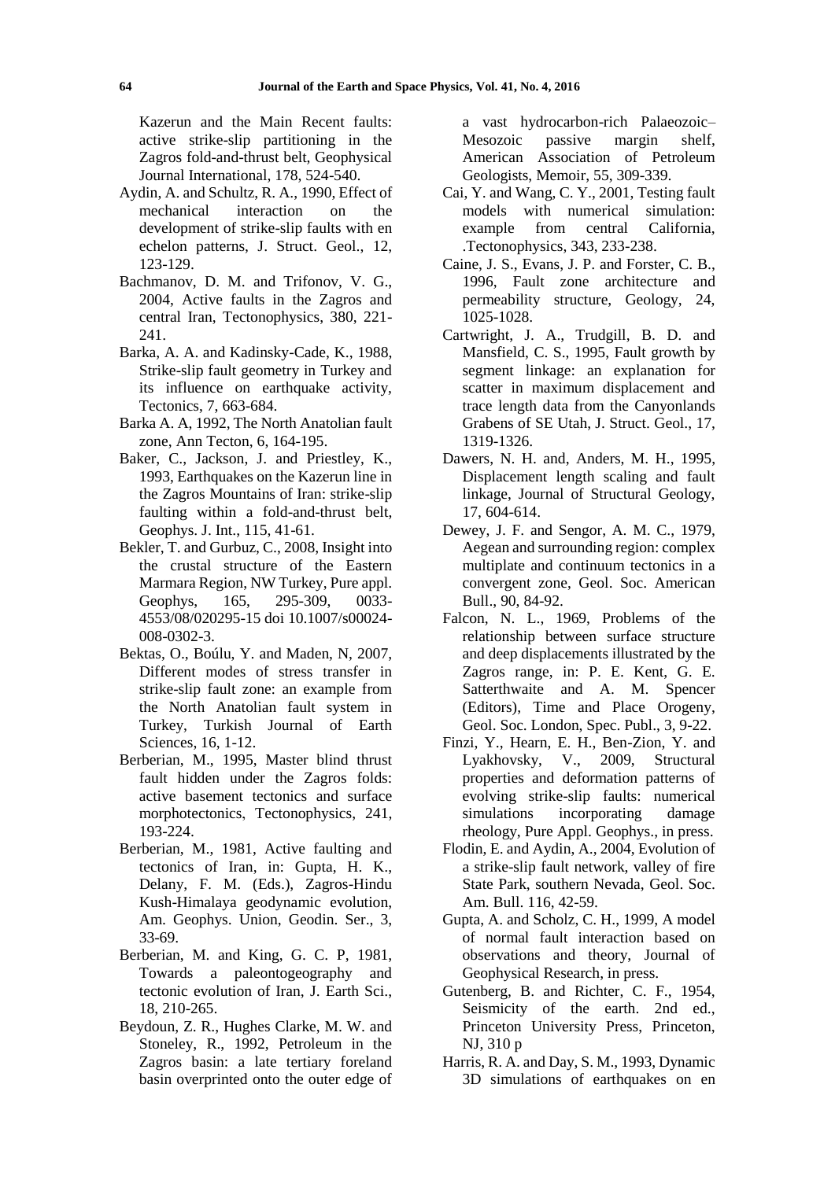Kazerun and the Main Recent faults: active strike-slip partitioning in the Zagros fold-and-thrust belt, Geophysical Journal International, 178, 524-540.

Aydin, A. and Schultz, R. A., 1990, Effect of mechanical interaction on the development of strike-slip faults with en echelon patterns, J. Struct. Geol., 12, 123-129.

Bachmanov, D. M. and Trifonov, V. G., 2004, Active faults in the Zagros and central Iran, Tectonophysics, 380, 221-241.

Barka, A. A. and Kadinsky-Cade, K., 1988, Strike-slip fault geometry in Turkey and its influence on earthquake activity, Tectonics, 7, 663-684.

Barka A. A, 1992, The North Anatolian fault zone, Ann Tecton, 6, 164-195.

Baker, C., Jackson, J. and Priestley, K., 1993, Earthquakes on the Kazerun line in the Zagros Mountains of Iran: strike-slip faulting within a fold-and-thrust belt, Geophys. J. Int., 115, 41-61.

Bekler, T. and Gurbuz, C., 2008, Insight into the crustal structure of the Eastern Marmara Region, NW Turkey, Pure appl. Geophys, 165, 295-309, 0033-4553/08/020295-15 doi 10.1007/s00024-008-0302-3.

Bektas, O., Boúlu, Y. and Maden, N, 2007, Different modes of stress transfer in strike-slip fault zone: an example from the North Anatolian fault system in Turkey, Turkish Journal of Earth Sciences, 16, 1-12.

Berberian, M., 1995, Master blind thrust fault hidden under the Zagros folds: active basement tectonics and surface morphotectonics, Tectonophysics, 241, 193-224.

Berberian, M., 1981, Active faulting and tectonics of Iran, in: Gupta, H. K., Delany, F. M. (Eds.), Zagros-Hindu Kush-Himalaya geodynamic evolution, Am. Geophys. Union, Geodin. Ser., 3, 33-69.

Berberian, M. and King, G. C. P, 1981, Towards a paleontogeography and tectonic evolution of Iran, J. Earth Sci., 18, 210-265.

Beydoun, Z. R., Hughes Clarke, M. W. and Stoneley, R., 1992, Petroleum in the Zagros basin: a late tertiary foreland basin overprinted onto the outer edge of a vast hydrocarbon-rich Palaeozoic–Mesozoic passive margin shelf, American Association of Petroleum Geologists, Memoir, 55, 309-339.

Cai, Y. and Wang, C. Y., 2001, Testing fault models with numerical simulation: example from central California, .Tectonophysics, 343, 233-238.

Caine, J. S., Evans, J. P. and Forster, C. B., 1996, Fault zone architecture and permeability structure, Geology, 24, 1025-1028.

Cartwright, J. A., Trudgill, B. D. and Mansfield, C. S., 1995, Fault growth by segment linkage: an explanation for scatter in maximum displacement and trace length data from the Canyonlands Grabens of SE Utah, J. Struct. Geol., 17, 1319-1326.

Dawers, N. H. and, Anders, M. H., 1995, Displacement length scaling and fault linkage, Journal of Structural Geology, 17, 604-614.

Dewey, J. F. and Sengor, A. M. C., 1979, Aegean and surrounding region: complex multiplate and continuum tectonics in a convergent zone, Geol. Soc. American Bull., 90, 84-92.

Falcon, N. L., 1969, Problems of the relationship between surface structure and deep displacements illustrated by the Zagros range, in: P. E. Kent, G. E. Satterthwaite and A. M. Spencer (Editors), Time and Place Orogeny, Geol. Soc. London, Spec. Publ., 3, 9-22.

Finzi, Y., Hearn, E. H., Ben-Zion, Y. and Lyakhovsky, V., 2009, Structural properties and deformation patterns of evolving strike-slip faults: numerical simulations incorporating damage rheology, Pure Appl. Geophys., in press.

Flodin, E. and Aydin, A., 2004, Evolution of a strike-slip fault network, valley of fire State Park, southern Nevada, Geol. Soc. Am. Bull. 116, 42-59.

Gupta, A. and Scholz, C. H., 1999, A model of normal fault interaction based on observations and theory, Journal of Geophysical Research, in press.

Gutenberg, B. and Richter, C. F., 1954, Seismicity of the earth. 2nd ed., Princeton University Press, Princeton, NJ, 310 p

Harris, R. A. and Day, S. M., 1993, Dynamic 3D simulations of earthquakes on en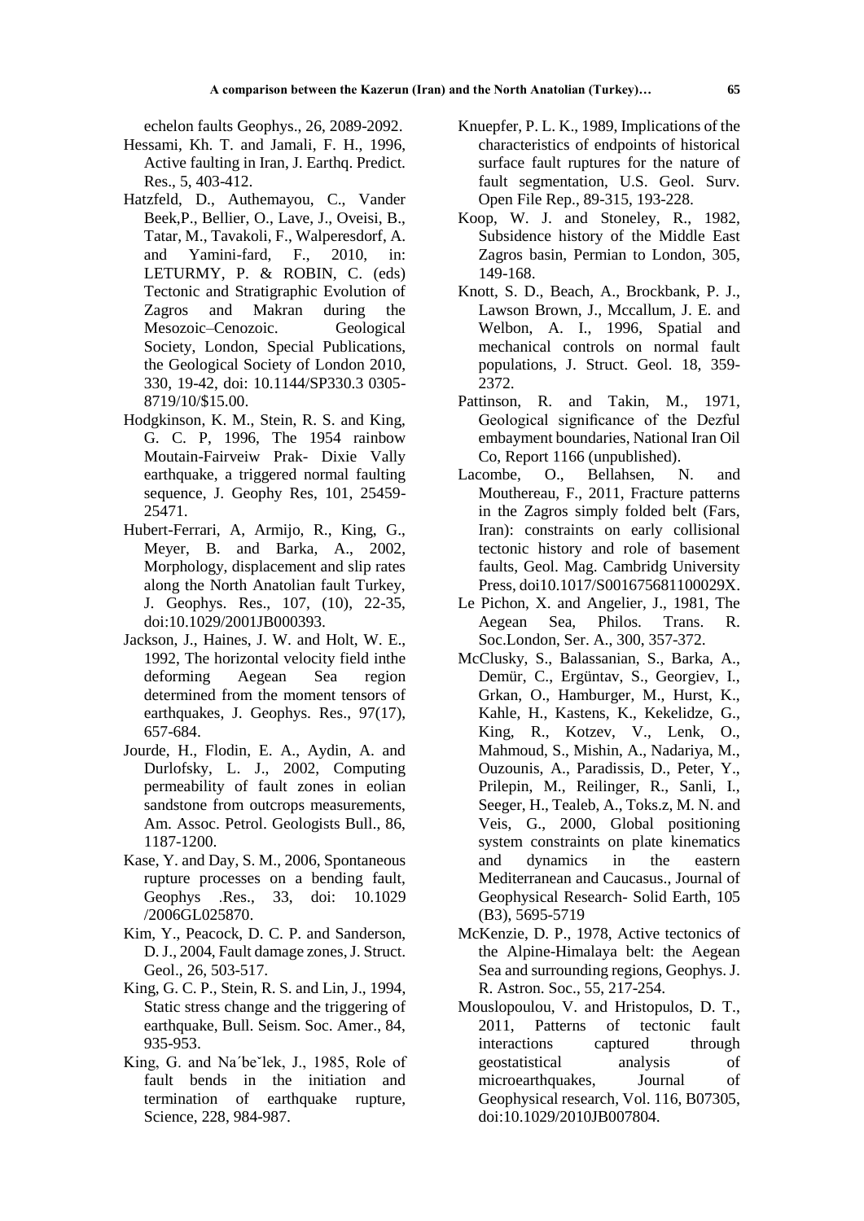echelon faults Geophys., 26, 2089-2092.

Hessami, Kh. T. and Jamali, F. H., 1996, Active faulting in Iran, J. Earthq. Predict. Res., 5, 403-412.

Hatzfeld, D., Authemayou, C., Vander Beek,P., Bellier, O., Lave, J., Oveisi, B., Tatar, M., Tavakoli, F., Walperesdorf, A. and Yamini-fard, F., 2010, in: LETURMY, P. & ROBIN, C. (eds) Tectonic and Stratigraphic Evolution of Zagros and Makran during the Mesozoic–Cenozoic. Geological Society, London, Special Publications, the Geological Society of London 2010, 330, 19-42, doi: 10.1144/SP330.3 0305-8719/10/$15.00.

Hodgkinson, K. M., Stein, R. S. and King, G. C. P, 1996, The 1954 rainbow Moutain-Fairveiw Prak- Dixie Vally earthquake, a triggered normal faulting sequence, J. Geophy Res, 101, 25459-25471.

Hubert-Ferrari, A, Armijo, R., King, G., Meyer, B. and Barka, A., 2002, Morphology, displacement and slip rates along the North Anatolian fault Turkey, J. Geophys. Res., 107, (10), 22-35, doi:10.1029/2001JB000393.

Jackson, J., Haines, J. W. and Holt, W. E., 1992, The horizontal velocity field inthe deforming Aegean Sea region determined from the moment tensors of earthquakes, J. Geophys. Res., 97(17), 657-684.

Jourde, H., Flodin, E. A., Aydin, A. and Durlofsky, L. J., 2002, Computing permeability of fault zones in eolian sandstone from outcrops measurements, Am. Assoc. Petrol. Geologists Bull., 86, 1187-1200.

Kase, Y. and Day, S. M., 2006, Spontaneous rupture processes on a bending fault, Geophys .Res., 33, doi: 10.1029 /2006GL025870.

Kim, Y., Peacock, D. C. P. and Sanderson, D. J., 2004, Fault damage zones, J. Struct. Geol., 26, 503-517.

King, G. C. P., Stein, R. S. and Lin, J., 1994, Static stress change and the triggering of earthquake, Bull. Seism. Soc. Amer., 84, 935-953.

King, G. and Na´beˇlek, J., 1985, Role of fault bends in the initiation and termination of earthquake rupture, Science, 228, 984-987.

Knuepfer, P. L. K., 1989, Implications of the characteristics of endpoints of historical surface fault ruptures for the nature of fault segmentation, U.S. Geol. Surv. Open File Rep., 89-315, 193-228.

Koop, W. J. and Stoneley, R., 1982, Subsidence history of the Middle East Zagros basin, Permian to London, 305, 149-168.

Knott, S. D., Beach, A., Brockbank, P. J., Lawson Brown, J., Mccallum, J. E. and Welbon, A. I., 1996, Spatial and mechanical controls on normal fault populations, J. Struct. Geol. 18, 359-2372.

Pattinson, R. and Takin, M., 1971, Geological significance of the Dezful embayment boundaries, National Iran Oil Co, Report 1166 (unpublished).

Lacombe, O., Bellahsen, N. and Mouthereau, F., 2011, Fracture patterns in the Zagros simply folded belt (Fars, Iran): constraints on early collisional tectonic history and role of basement faults, Geol. Mag. Cambridg University Press, doi10.1017/S001675681100029X.

Le Pichon, X. and Angelier, J., 1981, The Aegean Sea, Philos. Trans. R. Soc.London, Ser. A., 300, 357-372.

McClusky, S., Balassanian, S., Barka, A., Demür, C., Ergüntav, S., Georgiev, I., Grkan, O., Hamburger, M., Hurst, K., Kahle, H., Kastens, K., Kekelidze, G., King, R., Kotzev, V., Lenk, O., Mahmoud, S., Mishin, A., Nadariya, M., Ouzounis, A., Paradissis, D., Peter, Y., Prilepin, M., Reilinger, R., Sanli, I., Seeger, H., Tealeb, A., Toks.z, M. N. and Veis, G., 2000, Global positioning system constraints on plate kinematics and dynamics in the eastern Mediterranean and Caucasus., Journal of Geophysical Research- Solid Earth, 105 (B3), 5695-5719

McKenzie, D. P., 1978, Active tectonics of the Alpine-Himalaya belt: the Aegean Sea and surrounding regions, Geophys. J. R. Astron. Soc., 55, 217-254.

Mouslopoulou, V. and Hristopulos, D. T., 2011, Patterns of tectonic fault interactions captured through geostatistical analysis of microearthquakes, Journal of Geophysical research, Vol. 116, B07305, doi:10.1029/2010JB007804.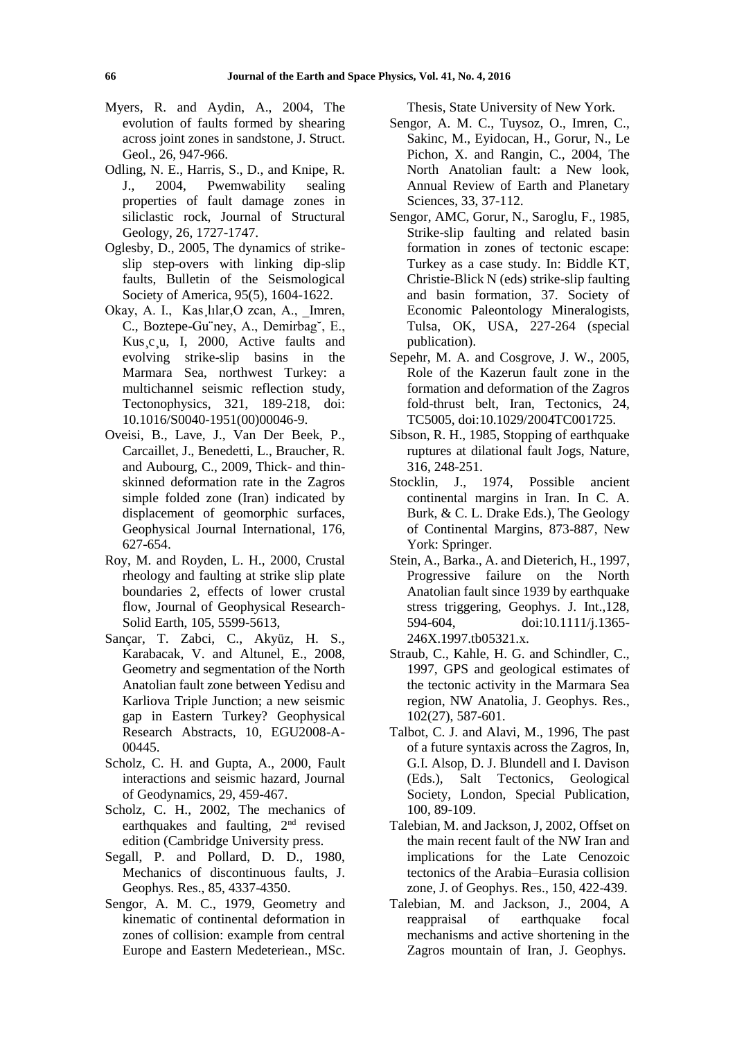Myers, R. and Aydin, A., 2004, The evolution of faults formed by shearing across joint zones in sandstone, J. Struct. Geol., 26, 947-966.

Odling, N. E., Harris, S., D., and Knipe, R. J., 2004, Pwemwability sealing properties of fault damage zones in siliclastic rock, Journal of Structural Geology, 26, 1727-1747.

Oglesby, D., 2005, The dynamics of strike-slip step-overs with linking dip-slip faults, Bulletin of the Seismological Society of America, 95(5), 1604-1622.

Okay, A. I., Kas¸lılar,O zcan, A., _Imren, C., Boztepe-Gu¨ney, A., Demirbag˘, E., Kus¸c¸u, I, 2000, Active faults and evolving strike-slip basins in the Marmara Sea, northwest Turkey: a multichannel seismic reflection study, Tectonophysics, 321, 189-218, doi: 10.1016/S0040-1951(00)00046-9.

Oveisi, B., Lave, J., Van Der Beek, P., Carcaillet, J., Benedetti, L., Braucher, R. and Aubourg, C., 2009, Thick- and thin-skinned deformation rate in the Zagros simple folded zone (Iran) indicated by displacement of geomorphic surfaces, Geophysical Journal International, 176, 627-654.

Roy, M. and Royden, L. H., 2000, Crustal rheology and faulting at strike slip plate boundaries 2, effects of lower crustal flow, Journal of Geophysical Research-Solid Earth, 105, 5599-5613,

Sançar, T. Zabci, C., Akyüz, H. S., Karabacak, V. and Altunel, E., 2008, Geometry and segmentation of the North Anatolian fault zone between Yedisu and Karliova Triple Junction; a new seismic gap in Eastern Turkey? Geophysical Research Abstracts, 10, EGU2008-A-00445.

Scholz, C. H. and Gupta, A., 2000, Fault interactions and seismic hazard, Journal of Geodynamics, 29, 459-467.

Scholz, C. H., 2002, The mechanics of earthquakes and faulting, 2nd revised edition (Cambridge University press.

Segall, P. and Pollard, D. D., 1980, Mechanics of discontinuous faults, J. Geophys. Res., 85, 4337-4350.

Sengor, A. M. C., 1979, Geometry and kinematic of continental deformation in zones of collision: example from central Europe and Eastern Medeteriean., MSc. Thesis, State University of New York.

Sengor, A. M. C., Tuysoz, O., Imren, C., Sakinc, M., Eyidocan, H., Gorur, N., Le Pichon, X. and Rangin, C., 2004, The North Anatolian fault: a New look, Annual Review of Earth and Planetary Sciences, 33, 37-112.

Sengor, AMC, Gorur, N., Saroglu, F., 1985, Strike-slip faulting and related basin formation in zones of tectonic escape: Turkey as a case study. In: Biddle KT, Christie-Blick N (eds) strike-slip faulting and basin formation, 37. Society of Economic Paleontology Mineralogists, Tulsa, OK, USA, 227-264 (special publication).

Sepehr, M. A. and Cosgrove, J. W., 2005, Role of the Kazerun fault zone in the formation and deformation of the Zagros fold-thrust belt, Iran, Tectonics, 24, TC5005, doi:10.1029/2004TC001725.

Sibson, R. H., 1985, Stopping of earthquake ruptures at dilational fault Jogs, Nature, 316, 248-251.

Stocklin, J., 1974, Possible ancient continental margins in Iran. In C. A. Burk, & C. L. Drake Eds.), The Geology of Continental Margins, 873-887, New York: Springer.

Stein, A., Barka., A. and Dieterich, H., 1997, Progressive failure on the North Anatolian fault since 1939 by earthquake stress triggering, Geophys. J. Int.,128, 594-604, doi:10.1111/j.1365-246X.1997.tb05321.x.

Straub, C., Kahle, H. G. and Schindler, C., 1997, GPS and geological estimates of the tectonic activity in the Marmara Sea region, NW Anatolia, J. Geophys. Res., 102(27), 587-601.

Talbot, C. J. and Alavi, M., 1996, The past of a future syntaxis across the Zagros, In, G.I. Alsop, D. J. Blundell and I. Davison (Eds.), Salt Tectonics, Geological Society, London, Special Publication, 100, 89-109.

Talebian, M. and Jackson, J, 2002, Offset on the main recent fault of the NW Iran and implications for the Late Cenozoic tectonics of the Arabia–Eurasia collision zone, J. of Geophys. Res., 150, 422-439.

Talebian, M. and Jackson, J., 2004, A reappraisal of earthquake focal mechanisms and active shortening in the Zagros mountain of Iran, J. Geophys.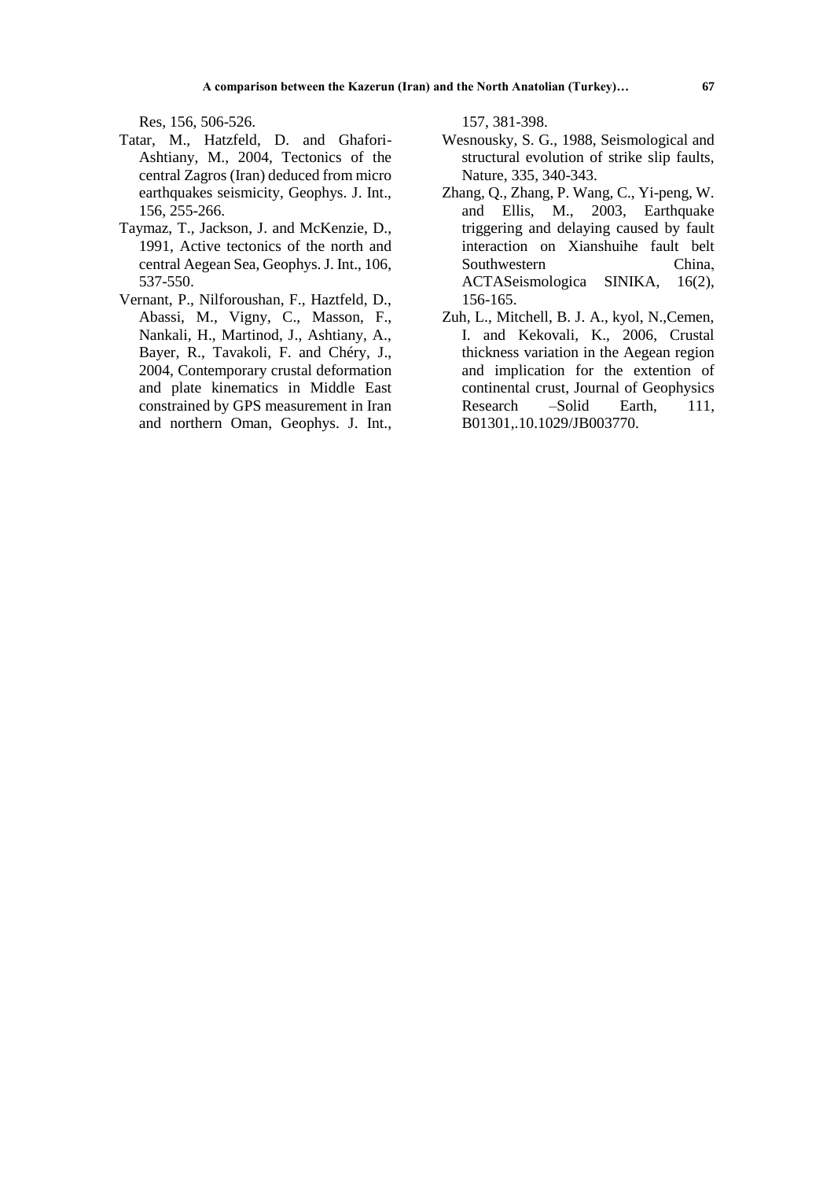Res, 156, 506-526.

Tatar, M., Hatzfeld, D. and Ghafori-Ashtiany, M., 2004, Tectonics of the central Zagros (Iran) deduced from micro earthquakes seismicity, Geophys. J. Int., 156, 255-266.

Taymaz, T., Jackson, J. and McKenzie, D., 1991, Active tectonics of the north and central Aegean Sea, Geophys. J. Int., 106, 537-550.

Vernant, P., Nilforoushan, F., Haztfeld, D., Abassi, M., Vigny, C., Masson, F., Nankali, H., Martinod, J., Ashtiany, A., Bayer, R., Tavakoli, F. and Chéry, J., 2004, Contemporary crustal deformation and plate kinematics in Middle East constrained by GPS measurement in Iran and northern Oman, Geophys. J. Int., 157, 381-398.

Wesnousky, S. G., 1988, Seismological and structural evolution of strike slip faults, Nature, 335, 340-343.

Zhang, Q., Zhang, P. Wang, C., Yi-peng, W. and Ellis, M., 2003, Earthquake triggering and delaying caused by fault interaction on Xianshuihe fault belt Southwestern China, ACTASeismologica SINIKA, 16(2), 156-165.

Zuh, L., Mitchell, B. J. A., kyol, N.,Cemen, I. and Kekovali, K., 2006, Crustal thickness variation in the Aegean region and implication for the extention of continental crust, Journal of Geophysics Research –Solid Earth, 111, B01301,.10.1029/JB003770.